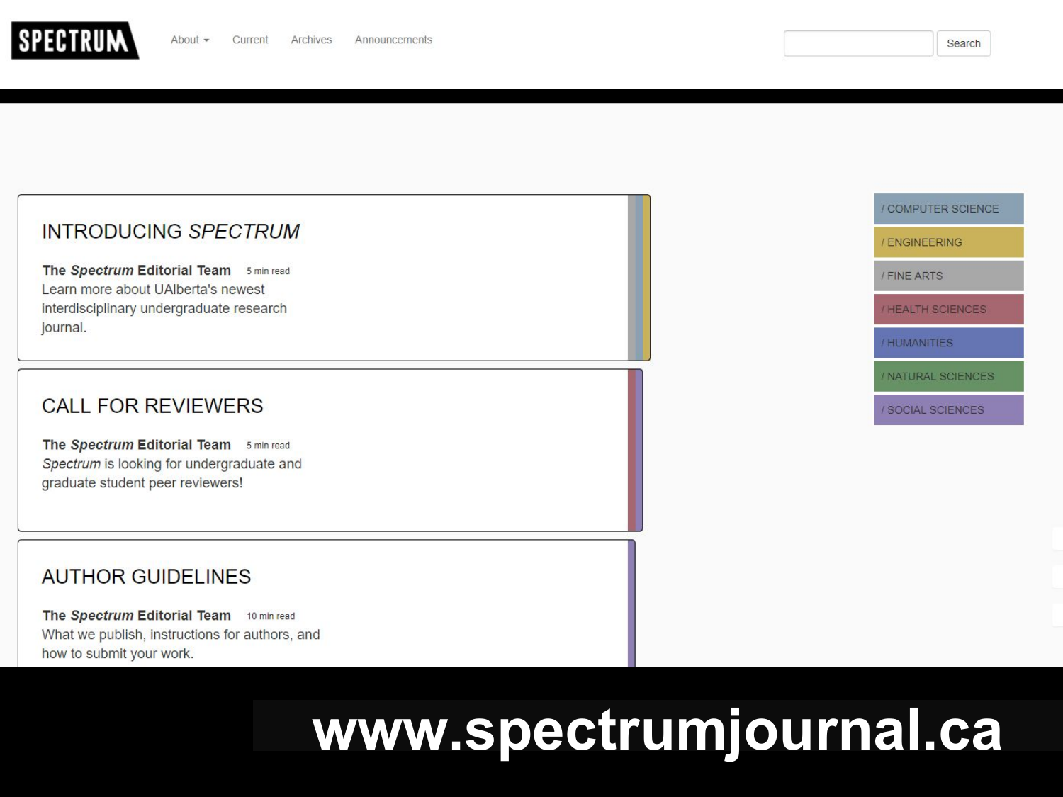**SPECTRUM**

About ▾ Current Archives Announcements

Search

## INTRODUCING *SPECTRUM*

**The *Spectrum* Editorial Team** 5 min read

Learn more about UAlberta's newest interdisciplinary undergraduate research journal.

## CALL FOR REVIEWERS

**The *Spectrum* Editorial Team** 5 min read

*Spectrum* is looking for undergraduate and graduate student peer reviewers!

## AUTHOR GUIDELINES

**The *Spectrum* Editorial Team** 10 min read

What we publish, instructions for authors, and how to submit your work.

- / COMPUTER SCIENCE
- / ENGINEERING
- / FINE ARTS
- / HEALTH SCIENCES
- / HUMANITIES
- / NATURAL SCIENCES
- / SOCIAL SCIENCES

**www.spectrumjournal.ca**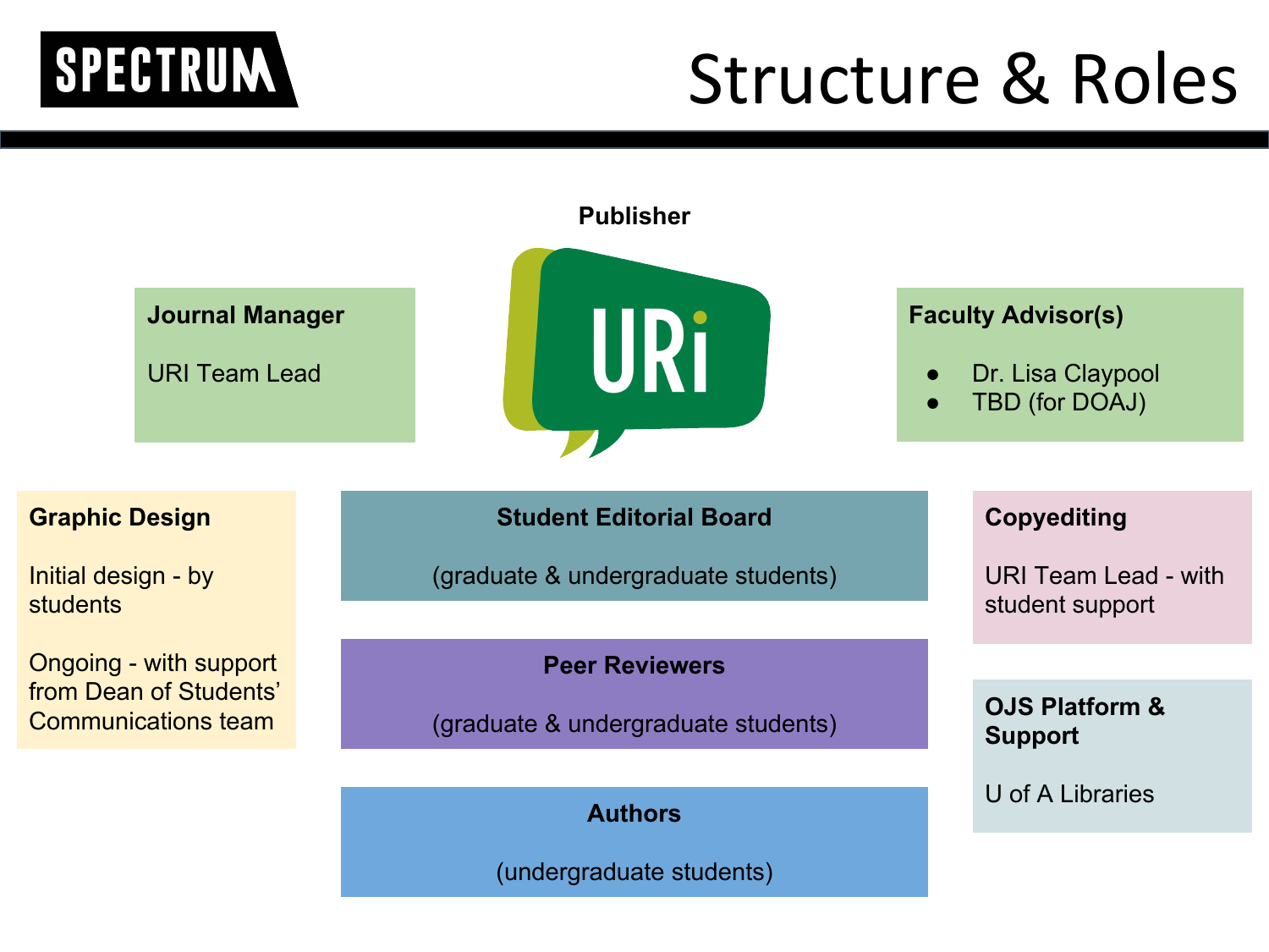SPECTRUM

# Structure & Roles

**Publisher**

URi

**Journal Manager**

URI Team Lead

**Faculty Advisor(s)**

- Dr. Lisa Claypool
- TBD (for DOAJ)

**Graphic Design**

Initial design - by students

Ongoing - with support from Dean of Students' Communications team

**Student Editorial Board**

(graduate & undergraduate students)

**Peer Reviewers**

(graduate & undergraduate students)

**Authors**

(undergraduate students)

**Copyediting**

URI Team Lead - with student support

**OJS Platform & Support**

U of A Libraries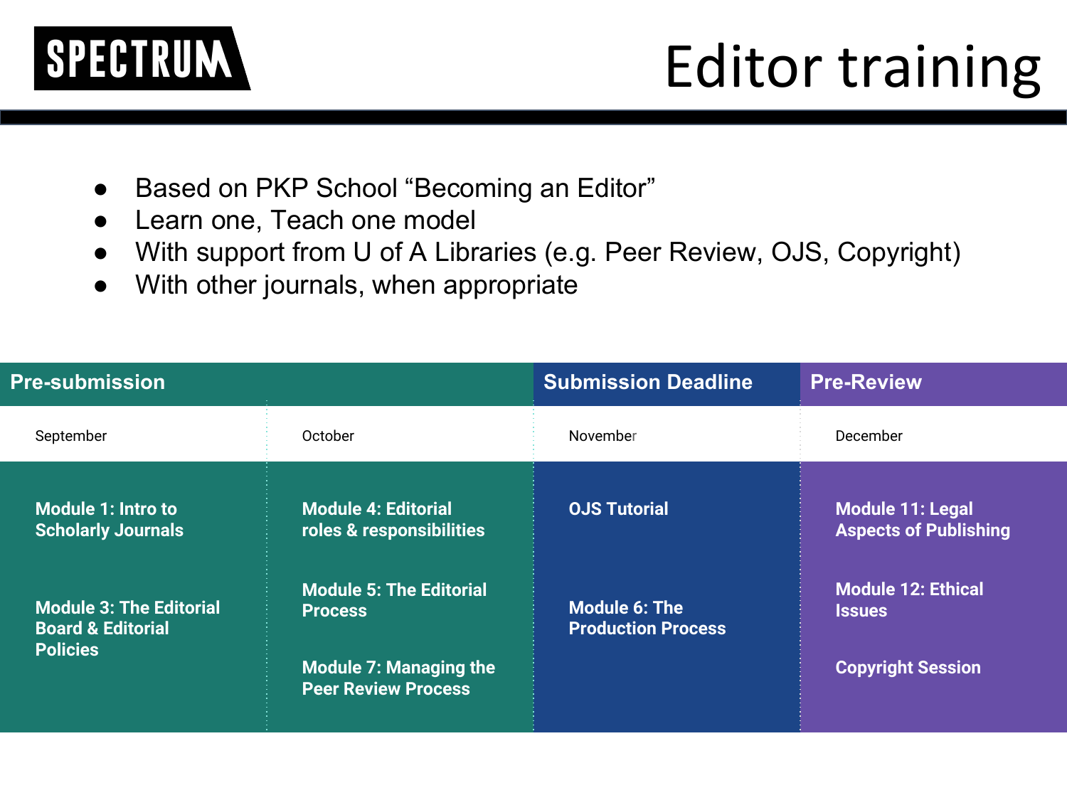# SPECTRUM

# Editor training

- Based on PKP School "Becoming an Editor"
- Learn one, Teach one model
- With support from U of A Libraries (e.g. Peer Review, OJS, Copyright)
- With other journals, when appropriate

| Pre-submission | | Submission Deadline | Pre-Review |
| --- | --- | --- | --- |
| September | October | November | December |
| Module 1: Intro to Scholarly Journals | Module 4: Editorial roles & responsibilities | OJS Tutorial | Module 11: Legal Aspects of Publishing |
| Module 3: The Editorial Board & Editorial Policies | Module 5: The Editorial Process | Module 6: The Production Process | Module 12: Ethical Issues |
| | Module 7: Managing the Peer Review Process | | Copyright Session |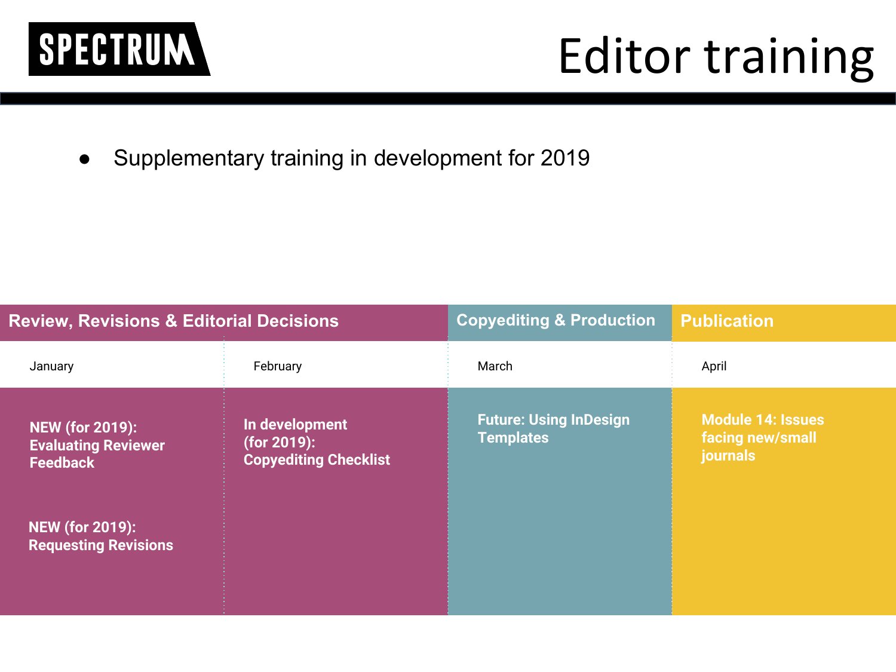SPECTRUM

# Editor training

- Supplementary training in development for 2019

| Review, Revisions & Editorial Decisions | | Copyediting & Production | Publication |
| --- | --- | --- | --- |
| January | February | March | April |
| **NEW (for 2019): Evaluating Reviewer Feedback**<br><br>**NEW (for 2019): Requesting Revisions** | **In development (for 2019): Copyediting Checklist** | **Future: Using InDesign Templates** | **Module 14: Issues facing new/small journals** |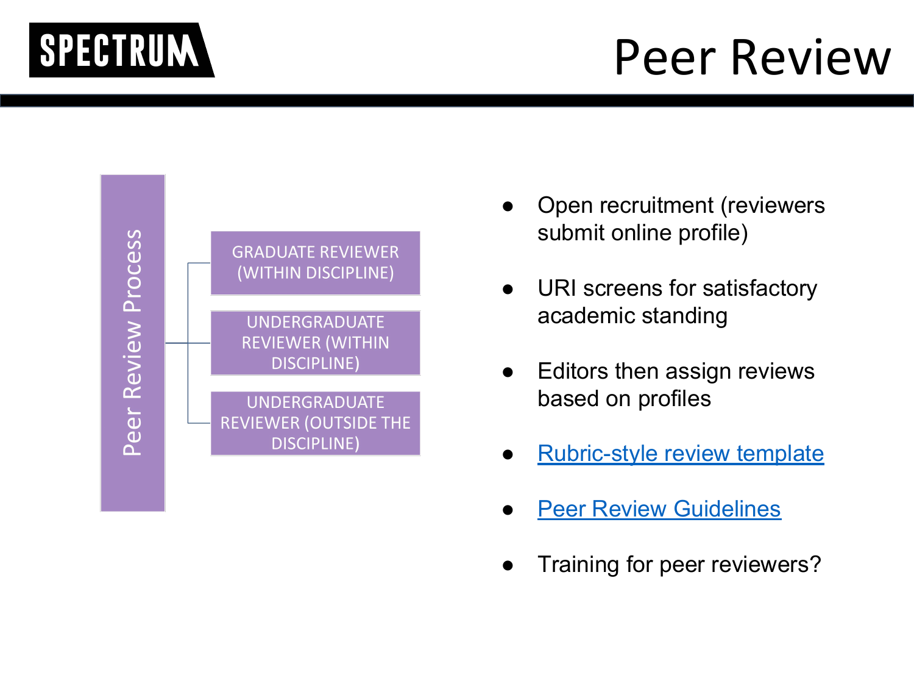# Peer Review

**Peer Review Process**

- GRADUATE REVIEWER (WITHIN DISCIPLINE)
- UNDERGRADUATE REVIEWER (WITHIN DISCIPLINE)
- UNDERGRADUATE REVIEWER (OUTSIDE THE DISCIPLINE)

- Open recruitment (reviewers submit online profile)
- URI screens for satisfactory academic standing
- Editors then assign reviews based on profiles
- Rubric-style review template
- Peer Review Guidelines
- Training for peer reviewers?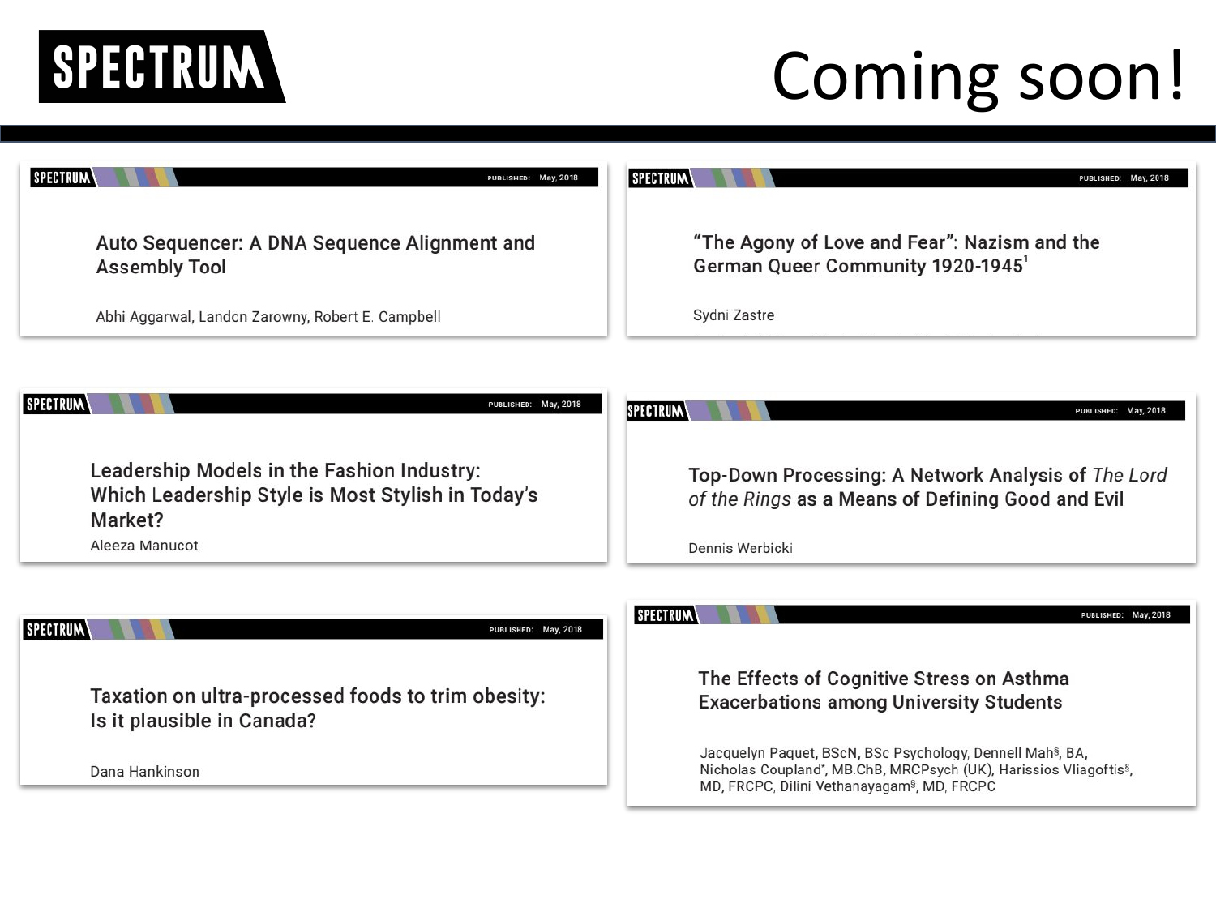SPECTRUM

# Coming soon!

SPECTRUM PUBLISHED: May, 2018

### Auto Sequencer: A DNA Sequence Alignment and Assembly Tool

Abhi Aggarwal, Landon Zarowny, Robert E. Campbell

SPECTRUM PUBLISHED: May, 2018

### "The Agony of Love and Fear": Nazism and the German Queer Community 1920-1945[1]

Sydni Zastre

SPECTRUM PUBLISHED: May, 2018

### Leadership Models in the Fashion Industry: Which Leadership Style is Most Stylish in Today's Market?

Aleeza Manucot

SPECTRUM PUBLISHED: May, 2018

### Top-Down Processing: A Network Analysis of *The Lord of the Rings* as a Means of Defining Good and Evil

Dennis Werbicki

SPECTRUM PUBLISHED: May, 2018

### Taxation on ultra-processed foods to trim obesity: Is it plausible in Canada?

Dana Hankinson

SPECTRUM PUBLISHED: May, 2018

### The Effects of Cognitive Stress on Asthma Exacerbations among University Students

Jacquelyn Paquet, BScN, BSc Psychology, Dennell Mah[§], BA, Nicholas Coupland[*], MB.ChB, MRCPsych (UK), Harissios Vliagoftis[§], MD, FRCPC, Dilini Vethanayagam[§], MD, FRCPC